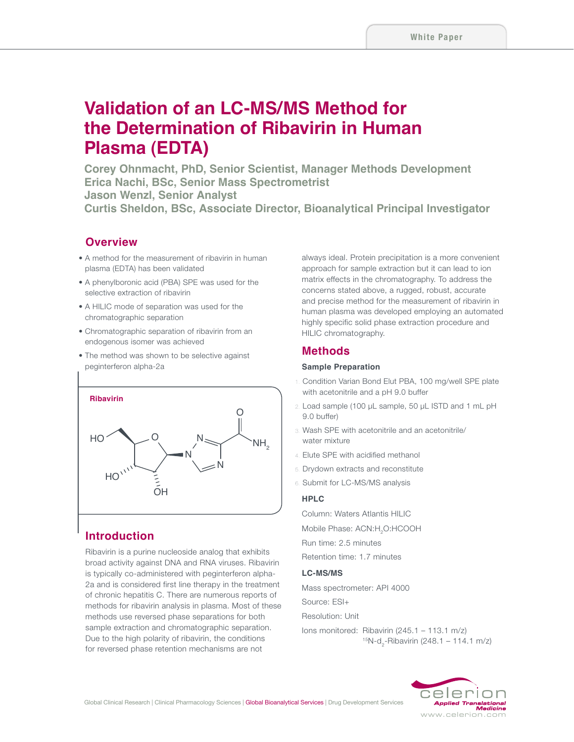White Paper

# Validation of an LC-MS/MS Method for the Determination of Ribavirin in Human Plasma (EDTA)

**Corey Ohnmacht, PhD, Senior Scientist, Manager Methods Development**
**Erica Nachi, BSc, Senior Mass Spectrometrist**
**Jason Wenzl, Senior Analyst**
**Curtis Sheldon, BSc, Associate Director, Bioanalytical Principal Investigator**

## Overview

- A method for the measurement of ribavirin in human plasma (EDTA) has been validated
- A phenylboronic acid (PBA) SPE was used for the selective extraction of ribavirin
- A HILIC mode of separation was used for the chromatographic separation
- Chromatographic separation of ribavirin from an endogenous isomer was achieved
- The method was shown to be selective against peginterferon alpha-2a

**Ribavirin**

## Introduction

Ribavirin is a purine nucleoside analog that exhibits broad activity against DNA and RNA viruses. Ribavirin is typically co-administered with peginterferon alpha-2a and is considered first line therapy in the treatment of chronic hepatitis C. There are numerous reports of methods for ribavirin analysis in plasma. Most of these methods use reversed phase separations for both sample extraction and chromatographic separation. Due to the high polarity of ribavirin, the conditions for reversed phase retention mechanisms are not always ideal. Protein precipitation is a more convenient approach for sample extraction but it can lead to ion matrix effects in the chromatography. To address the concerns stated above, a rugged, robust, accurate and precise method for the measurement of ribavirin in human plasma was developed employing an automated highly specific solid phase extraction procedure and HILIC chromatography.

## Methods

### Sample Preparation

1. Condition Varian Bond Elut PBA, 100 mg/well SPE plate with acetonitrile and a pH 9.0 buffer
2. Load sample (100 µL sample, 50 µL ISTD and 1 mL pH 9.0 buffer)
3. Wash SPE with acetonitrile and an acetonitrile/water mixture
4. Elute SPE with acidified methanol
5. Drydown extracts and reconstitute
6. Submit for LC-MS/MS analysis

### HPLC

Column: Waters Atlantis HILIC

Mobile Phase: ACN:$H_2O$:HCOOH

Run time: 2.5 minutes

Retention time: 1.7 minutes

### LC-MS/MS

Mass spectrometer: API 4000

Source: ESI+

Resolution: Unit

Ions monitored: Ribavirin (245.1 – 113.1 m/z)
$^{15}$N-$d_2$-Ribavirin (248.1 – 114.1 m/z)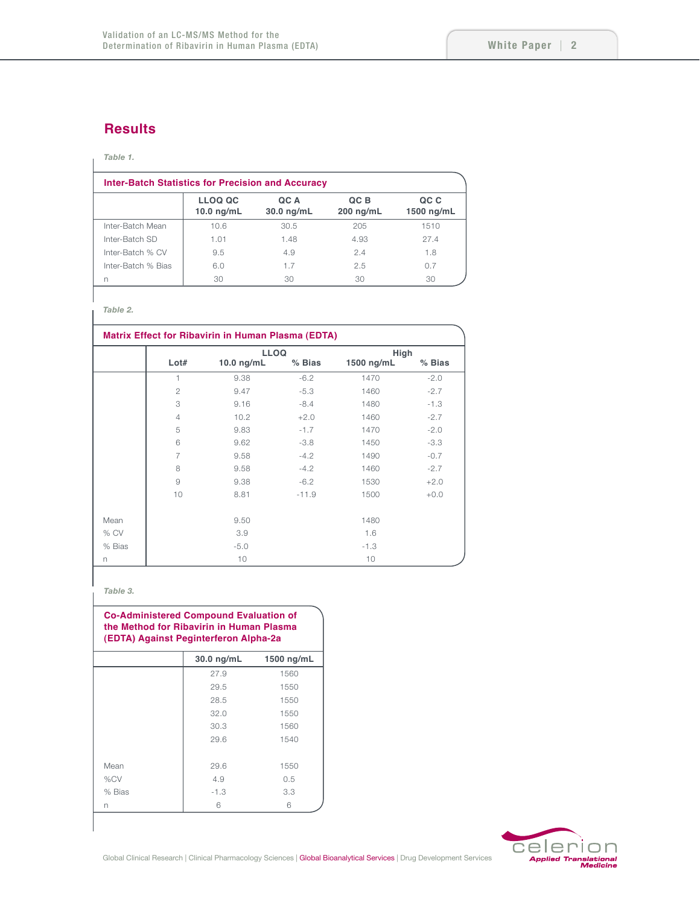## Results

*Table 1.*

**Inter-Batch Statistics for Precision and Accuracy**

| | LLOQ QC 10.0 ng/mL | QC A 30.0 ng/mL | QC B 200 ng/mL | QC C 1500 ng/mL |
|---|---|---|---|---|
| Inter-Batch Mean | 10.6 | 30.5 | 205 | 1510 |
| Inter-Batch SD | 1.01 | 1.48 | 4.93 | 27.4 |
| Inter-Batch % CV | 9.5 | 4.9 | 2.4 | 1.8 |
| Inter-Batch % Bias | 6.0 | 1.7 | 2.5 | 0.7 |
| n | 30 | 30 | 30 | 30 |

*Table 2.*

**Matrix Effect for Ribavirin in Human Plasma (EDTA)**

| | | LLOQ | | High | |
|---|---|---|---|---|---|
| | Lot# | 10.0 ng/mL | % Bias | 1500 ng/mL | % Bias |
| | 1 | 9.38 | -6.2 | 1470 | -2.0 |
| | 2 | 9.47 | -5.3 | 1460 | -2.7 |
| | 3 | 9.16 | -8.4 | 1480 | -1.3 |
| | 4 | 10.2 | +2.0 | 1460 | -2.7 |
| | 5 | 9.83 | -1.7 | 1470 | -2.0 |
| | 6 | 9.62 | -3.8 | 1450 | -3.3 |
| | 7 | 9.58 | -4.2 | 1490 | -0.7 |
| | 8 | 9.58 | -4.2 | 1460 | -2.7 |
| | 9 | 9.38 | -6.2 | 1530 | +2.0 |
| | 10 | 8.81 | -11.9 | 1500 | +0.0 |
| Mean | | 9.50 | | 1480 | |
| % CV | | 3.9 | | 1.6 | |
| % Bias | | -5.0 | | -1.3 | |
| n | | 10 | | 10 | |

*Table 3.*

**Co-Administered Compound Evaluation of the Method for Ribavirin in Human Plasma (EDTA) Against Peginterferon Alpha-2a**

| | 30.0 ng/mL | 1500 ng/mL |
|---|---|---|
| | 27.9 | 1560 |
| | 29.5 | 1550 |
| | 28.5 | 1550 |
| | 32.0 | 1550 |
| | 30.3 | 1560 |
| | 29.6 | 1540 |
| Mean | 29.6 | 1550 |
| %CV | 4.9 | 0.5 |
| % Bias | -1.3 | 3.3 |
| n | 6 | 6 |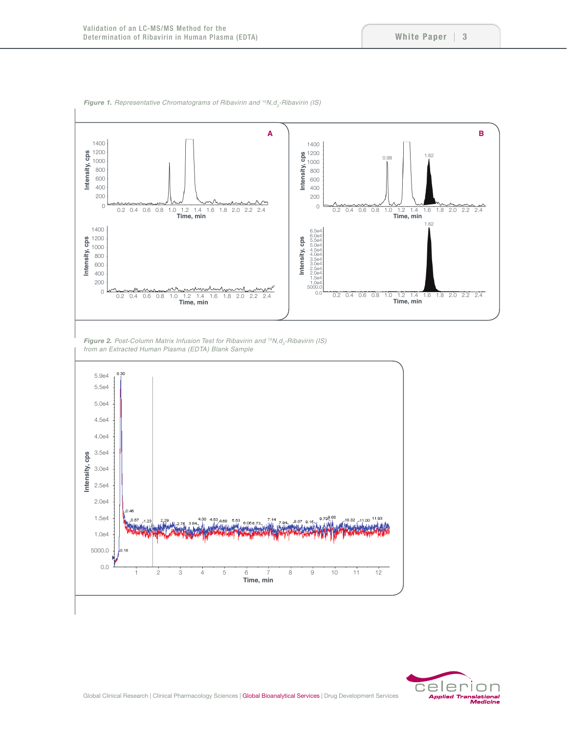*Figure 1. Representative Chromatograms of Ribavirin and $^{15}N,d_2$-Ribavirin (IS)*

*Figure 2. Post-Column Matrix Infusion Test for Ribavirin and $^{15}N,d_2$-Ribavirin (IS) from an Extracted Human Plasma (EDTA) Blank Sample*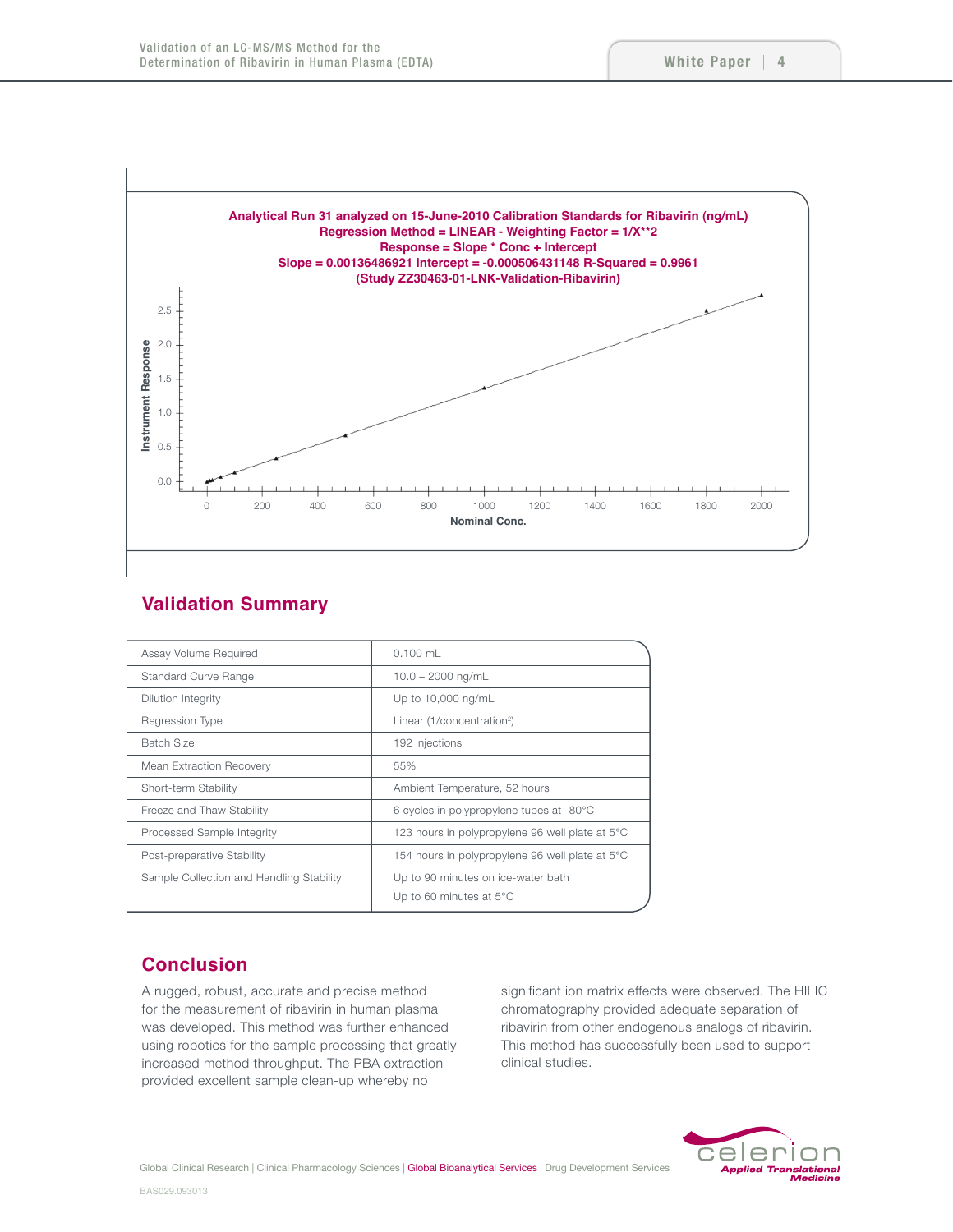Analytical Run 31 analyzed on 15-June-2010 Calibration Standards for Ribavirin (ng/mL)
Regression Method = LINEAR - Weighting Factor = 1/X**2
Response = Slope * Conc + Intercept
Slope = 0.00136486921 Intercept = -0.000506431148 R-Squared = 0.9961
(Study ZZ30463-01-LNK-Validation-Ribavirin)

Instrument Response

0.0
0.5
1.0
1.5
2.0
2.5

0
200
400
600
800
1000
1200
1400
1600
1800
2000

Nominal Conc.

## Validation Summary

| | |
|---|---|
| Assay Volume Required | 0.100 mL |
| Standard Curve Range | 10.0 – 2000 ng/mL |
| Dilution Integrity | Up to 10,000 ng/mL |
| Regression Type | Linear (1/concentration$^2$) |
| Batch Size | 192 injections |
| Mean Extraction Recovery | 55% |
| Short-term Stability | Ambient Temperature, 52 hours |
| Freeze and Thaw Stability | 6 cycles in polypropylene tubes at -80°C |
| Processed Sample Integrity | 123 hours in polypropylene 96 well plate at 5°C |
| Post-preparative Stability | 154 hours in polypropylene 96 well plate at 5°C |
| Sample Collection and Handling Stability | Up to 90 minutes on ice-water bath<br>Up to 60 minutes at 5°C |

## Conclusion

A rugged, robust, accurate and precise method for the measurement of ribavirin in human plasma was developed. This method was further enhanced using robotics for the sample processing that greatly increased method throughput. The PBA extraction provided excellent sample clean-up whereby no significant ion matrix effects were observed. The HILIC chromatography provided adequate separation of ribavirin from other endogenous analogs of ribavirin. This method has successfully been used to support clinical studies.

Global Clinical Research | Clinical Pharmacology Sciences | Global Bioanalytical Services | Drug Development Services

celerion Applied Translational Medicine

BAS029.093013